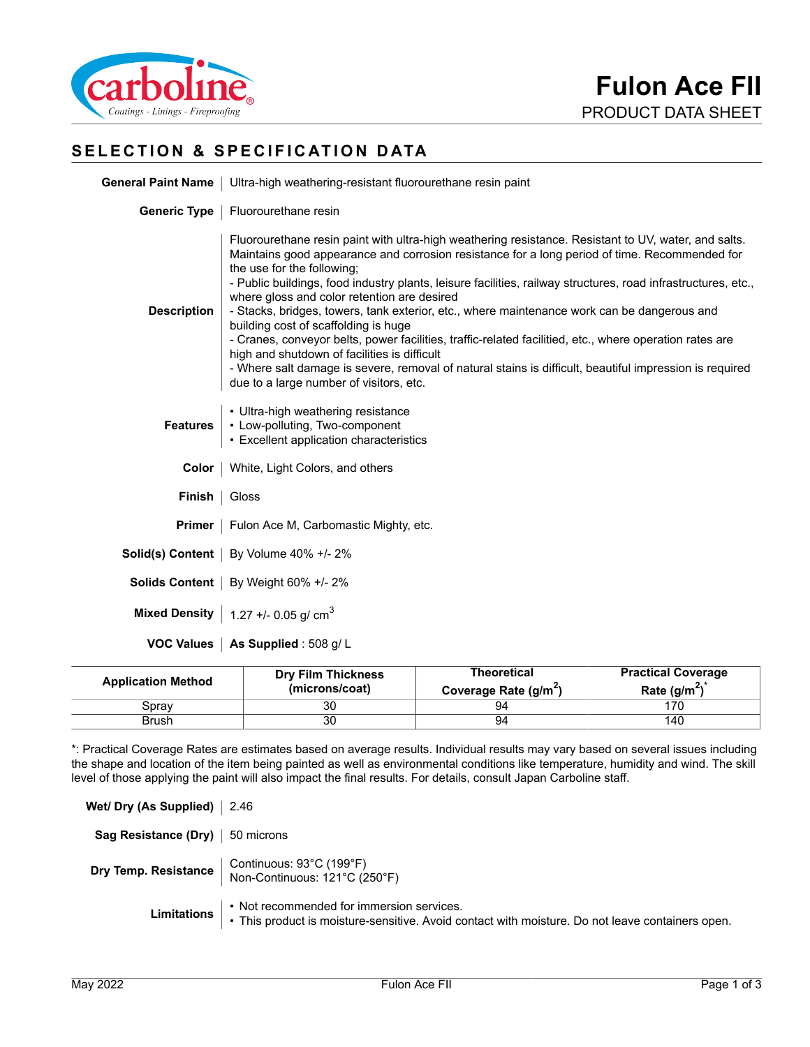# Fulon Ace FII

PRODUCT DATA SHEET

## SELECTION & SPECIFICATION DATA

**General Paint Name** | Ultra-high weathering-resistant fluorourethane resin paint

**Generic Type** | Fluorourethane resin

**Description** | Fluorourethane resin paint with ultra-high weathering resistance. Resistant to UV, water, and salts. Maintains good appearance and corrosion resistance for a long period of time. Recommended for the use for the following;
- Public buildings, food industry plants, leisure facilities, railway structures, road infrastructures, etc., where gloss and color retention are desired
- Stacks, bridges, towers, tank exterior, etc., where maintenance work can be dangerous and building cost of scaffolding is huge
- Cranes, conveyor belts, power facilities, traffic-related facilitied, etc., where operation rates are high and shutdown of facilities is difficult
- Where salt damage is severe, removal of natural stains is difficult, beautiful impression is required due to a large number of visitors, etc.

**Features**
- Ultra-high weathering resistance
- Low-polluting, Two-component
- Excellent application characteristics

**Color** | White, Light Colors, and others

**Finish** | Gloss

**Primer** | Fulon Ace M, Carbomastic Mighty, etc.

**Solid(s) Content** | By Volume 40% +/- 2%

**Solids Content** | By Weight 60% +/- 2%

**Mixed Density** | 1.27 +/- 0.05 g/ $cm^3$

**VOC Values** | **As Supplied** : 508 g/ L

| Application Method | Dry Film Thickness (microns/coat) | Theoretical Coverage Rate ($g/m^2$) | Practical Coverage Rate ($g/m^2$)* |
|---|---|---|---|
| Spray | 30 | 94 | 170 |
| Brush | 30 | 94 | 140 |

*: Practical Coverage Rates are estimates based on average results. Individual results may vary based on several issues including the shape and location of the item being painted as well as environmental conditions like temperature, humidity and wind. The skill level of those applying the paint will also impact the final results. For details, consult Japan Carboline staff.

**Wet/ Dry (As Supplied)** | 2.46

**Sag Resistance (Dry)** | 50 microns

**Dry Temp. Resistance** | Continuous: 93°C (199°F)
Non-Continuous: 121°C (250°F)

**Limitations**
- Not recommended for immersion services.
- This product is moisture-sensitive. Avoid contact with moisture. Do not leave containers open.

May 2022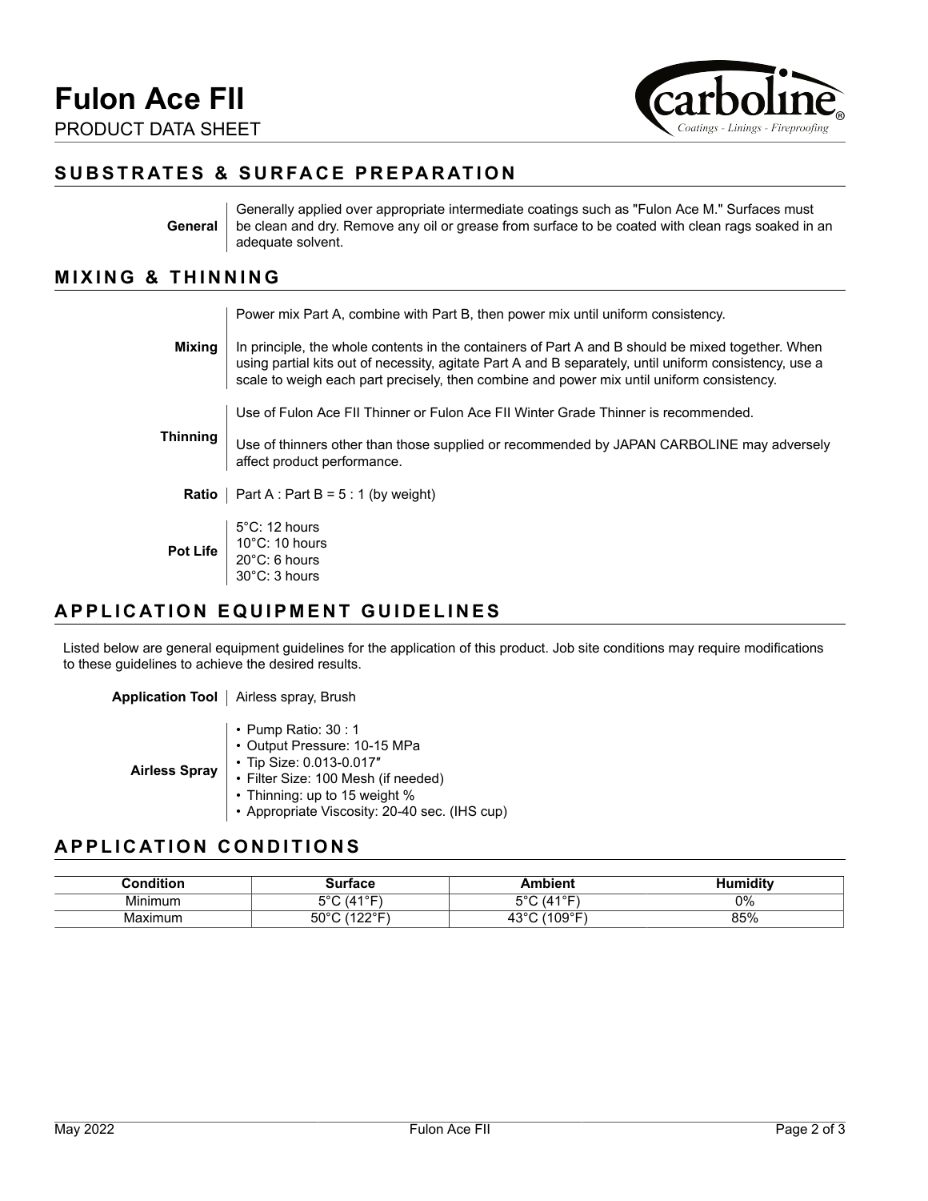# Fulon Ace FII

PRODUCT DATA SHEET

## SUBSTRATES & SURFACE PREPARATION

**General**

Generally applied over appropriate intermediate coatings such as "Fulon Ace M." Surfaces must be clean and dry. Remove any oil or grease from surface to be coated with clean rags soaked in an adequate solvent.

## MIXING & THINNING

**Mixing**

Power mix Part A, combine with Part B, then power mix until uniform consistency.

In principle, the whole contents in the containers of Part A and B should be mixed together. When using partial kits out of necessity, agitate Part A and B separately, until uniform consistency, use a scale to weigh each part precisely, then combine and power mix until uniform consistency.

**Thinning**

Use of Fulon Ace FII Thinner or Fulon Ace FII Winter Grade Thinner is recommended.

Use of thinners other than those supplied or recommended by JAPAN CARBOLINE may adversely affect product performance.

**Ratio**

Part A : Part B = 5 : 1 (by weight)

**Pot Life**

5°C: 12 hours
10°C: 10 hours
20°C: 6 hours
30°C: 3 hours

## APPLICATION EQUIPMENT GUIDELINES

Listed below are general equipment guidelines for the application of this product. Job site conditions may require modifications to these guidelines to achieve the desired results.

**Application Tool**

Airless spray, Brush

**Airless Spray**

- Pump Ratio: 30 : 1
- Output Pressure: 10-15 MPa
- Tip Size: 0.013-0.017″
- Filter Size: 100 Mesh (if needed)
- Thinning: up to 15 weight %
- Appropriate Viscosity: 20-40 sec. (IHS cup)

## APPLICATION CONDITIONS

| Condition | Surface | Ambient | Humidity |
|---|---|---|---|
| Minimum | 5°C (41°F) | 5°C (41°F) | 0% |
| Maximum | 50°C (122°F) | 43°C (109°F) | 85% |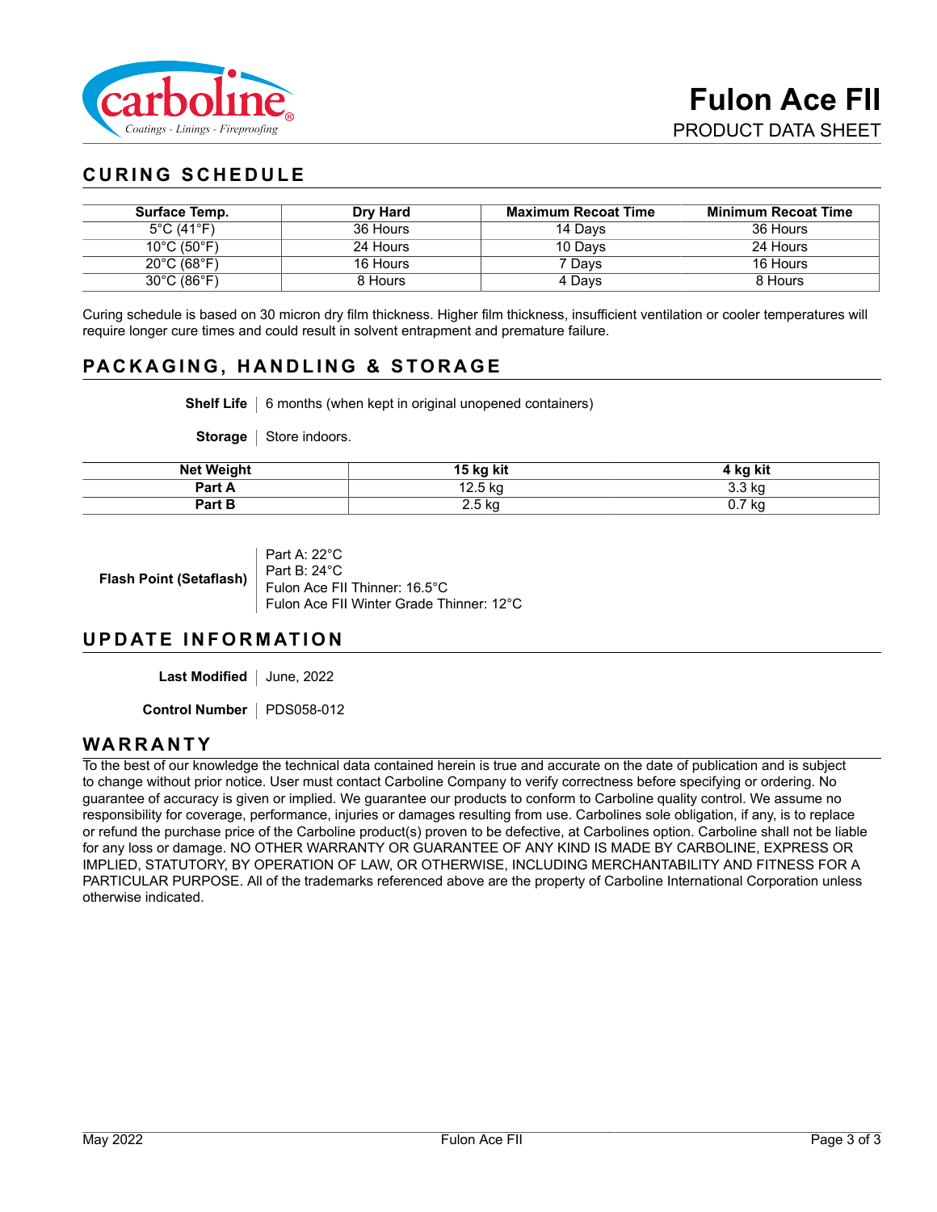# Fulon Ace FII

PRODUCT DATA SHEET

## CURING SCHEDULE

| Surface Temp. | Dry Hard | Maximum Recoat Time | Minimum Recoat Time |
|---|---|---|---|
| 5°C (41°F) | 36 Hours | 14 Days | 36 Hours |
| 10°C (50°F) | 24 Hours | 10 Days | 24 Hours |
| 20°C (68°F) | 16 Hours | 7 Days | 16 Hours |
| 30°C (86°F) | 8 Hours | 4 Days | 8 Hours |

Curing schedule is based on 30 micron dry film thickness. Higher film thickness, insufficient ventilation or cooler temperatures will require longer cure times and could result in solvent entrapment and premature failure.

## PACKAGING, HANDLING & STORAGE

**Shelf Life** | 6 months (when kept in original unopened containers)

**Storage** | Store indoors.

| Net Weight | 15 kg kit | 4 kg kit |
|---|---|---|
| **Part A** | 12.5 kg | 3.3 kg |
| **Part B** | 2.5 kg | 0.7 kg |

**Flash Point (Setaflash)**
Part A: 22°C
Part B: 24°C
Fulon Ace FII Thinner: 16.5°C
Fulon Ace FII Winter Grade Thinner: 12°C

## UPDATE INFORMATION

**Last Modified** | June, 2022

**Control Number** | PDS058-012

## WARRANTY

To the best of our knowledge the technical data contained herein is true and accurate on the date of publication and is subject to change without prior notice. User must contact Carboline Company to verify correctness before specifying or ordering. No guarantee of accuracy is given or implied. We guarantee our products to conform to Carboline quality control. We assume no responsibility for coverage, performance, injuries or damages resulting from use. Carbolines sole obligation, if any, is to replace or refund the purchase price of the Carboline product(s) proven to be defective, at Carbolines option. Carboline shall not be liable for any loss or damage. NO OTHER WARRANTY OR GUARANTEE OF ANY KIND IS MADE BY CARBOLINE, EXPRESS OR IMPLIED, STATUTORY, BY OPERATION OF LAW, OR OTHERWISE, INCLUDING MERCHANTABILITY AND FITNESS FOR A PARTICULAR PURPOSE. All of the trademarks referenced above are the property of Carboline International Corporation unless otherwise indicated.